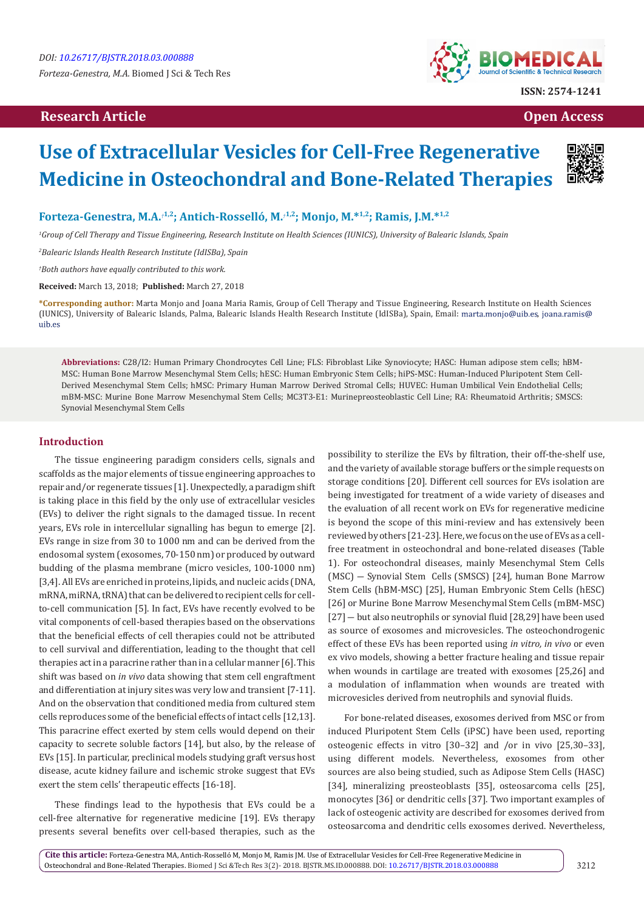DOI: 10.26717/BJSTR.2018.03.000888

Forteza-Genestra, M.A. Biomed J Sci & Tech Res

ISSN: 2574-1241

**Research Article** **Open Access**

# Use of Extracellular Vesicles for Cell-Free Regenerative Medicine in Osteochondral and Bone-Related Therapies

**Forteza-Genestra, M.A.[†1,2]; Antich-Rosselló, M.[†1,2]; Monjo, M.*[1,2]; Ramis, J.M.*[1,2]**

[1]Group of Cell Therapy and Tissue Engineering, Research Institute on Health Sciences (IUNICS), University of Balearic Islands, Spain

[2]Balearic Islands Health Research Institute (IdISBa), Spain

[†]Both authors have equally contributed to this work.

**Received:** March 13, 2018; **Published:** March 27, 2018

***Corresponding author:** Marta Monjo and Joana Maria Ramis, Group of Cell Therapy and Tissue Engineering, Research Institute on Health Sciences (IUNICS), University of Balearic Islands, Palma, Balearic Islands Health Research Institute (IdISBa), Spain, Email: marta.monjo@uib.es, joana.ramis@uib.es

**Abbreviations:** C28/I2: Human Primary Chondrocytes Cell Line; FLS: Fibroblast Like Synoviocyte; HASC: Human adipose stem cells; hBM-MSC: Human Bone Marrow Mesenchymal Stem Cells; hESC: Human Embryonic Stem Cells; hiPS-MSC: Human-Induced Pluripotent Stem Cell-Derived Mesenchymal Stem Cells; hMSC: Primary Human Marrow Derived Stromal Cells; HUVEC: Human Umbilical Vein Endothelial Cells; mBM-MSC: Murine Bone Marrow Mesenchymal Stem Cells; MC3T3-E1: Murinepreosteoblastic Cell Line; RA: Rheumatoid Arthritis; SMSCS: Synovial Mesenchymal Stem Cells

## Introduction

The tissue engineering paradigm considers cells, signals and scaffolds as the major elements of tissue engineering approaches to repair and/or regenerate tissues [1]. Unexpectedly, a paradigm shift is taking place in this field by the only use of extracellular vesicles (EVs) to deliver the right signals to the damaged tissue. In recent years, EVs role in intercellular signalling has begun to emerge [2]. EVs range in size from 30 to 1000 nm and can be derived from the endosomal system (exosomes, 70-150 nm) or produced by outward budding of the plasma membrane (micro vesicles, 100-1000 nm) [3,4]. All EVs are enriched in proteins, lipids, and nucleic acids (DNA, mRNA, miRNA, tRNA) that can be delivered to recipient cells for cell-to-cell communication [5]. In fact, EVs have recently evolved to be vital components of cell-based therapies based on the observations that the beneficial effects of cell therapies could not be attributed to cell survival and differentiation, leading to the thought that cell therapies act in a paracrine rather than in a cellular manner [6]. This shift was based on *in vivo* data showing that stem cell engraftment and differentiation at injury sites was very low and transient [7-11]. And on the observation that conditioned media from cultured stem cells reproduces some of the beneficial effects of intact cells [12,13]. This paracrine effect exerted by stem cells would depend on their capacity to secrete soluble factors [14], but also, by the release of EVs [15]. In particular, preclinical models studying graft versus host disease, acute kidney failure and ischemic stroke suggest that EVs exert the stem cells' therapeutic effects [16-18].

These findings lead to the hypothesis that EVs could be a cell-free alternative for regenerative medicine [19]. EVs therapy presents several benefits over cell-based therapies, such as the possibility to sterilize the EVs by filtration, their off-the-shelf use, and the variety of available storage buffers or the simple requests on storage conditions [20]. Different cell sources for EVs isolation are being investigated for treatment of a wide variety of diseases and the evaluation of all recent work on EVs for regenerative medicine is beyond the scope of this mini-review and has extensively been reviewed by others [21-23]. Here, we focus on the use of EVs as a cell-free treatment in osteochondral and bone-related diseases (Table 1). For osteochondral diseases, mainly Mesenchymal Stem Cells (MSC) — Synovial Stem Cells (SMSCS) [24], human Bone Marrow Stem Cells (hBM-MSC) [25], Human Embryonic Stem Cells (hESC) [26] or Murine Bone Marrow Mesenchymal Stem Cells (mBM-MSC) [27] — but also neutrophils or synovial fluid [28,29] have been used as source of exosomes and microvesicles. The osteochondrogenic effect of these EVs has been reported using *in vitro, in vivo* or even ex vivo models, showing a better fracture healing and tissue repair when wounds in cartilage are treated with exosomes [25,26] and a modulation of inflammation when wounds are treated with microvesicles derived from neutrophils and synovial fluids.

For bone-related diseases, exosomes derived from MSC or from induced Pluripotent Stem Cells (iPSC) have been used, reporting osteogenic effects in vitro [30–32] and /or in vivo [25,30–33], using different models. Nevertheless, exosomes from other sources are also being studied, such as Adipose Stem Cells (HASC) [34], mineralizing preosteoblasts [35], osteosarcoma cells [25], monocytes [36] or dendritic cells [37]. Two important examples of lack of osteogenic activity are described for exosomes derived from osteosarcoma and dendritic cells exosomes derived. Nevertheless,

**Cite this article:** Forteza-Genestra MA, Antich-Rosselló M, Monjo M, Ramis JM. Use of Extracellular Vesicles for Cell-Free Regenerative Medicine in Osteochondral and Bone-Related Therapies. Biomed J Sci &Tech Res 3(2)- 2018. BJSTR.MS.ID.000888. DOI: 10.26717/BJSTR.2018.03.000888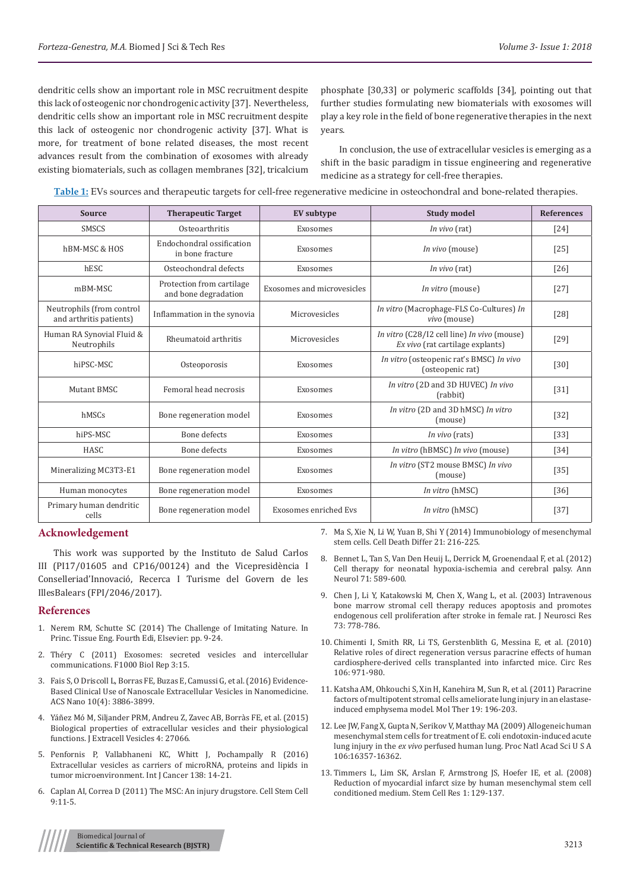dendritic cells show an important role in MSC recruitment despite this lack of osteogenic nor chondrogenic activity [37]. Nevertheless, dendritic cells show an important role in MSC recruitment despite this lack of osteogenic nor chondrogenic activity [37]. What is more, for treatment of bone related diseases, the most recent advances result from the combination of exosomes with already existing biomaterials, such as collagen membranes [32], tricalcium phosphate [30,33] or polymeric scaffolds [34], pointing out that further studies formulating new biomaterials with exosomes will play a key role in the field of bone regenerative therapies in the next years.

In conclusion, the use of extracellular vesicles is emerging as a shift in the basic paradigm in tissue engineering and regenerative medicine as a strategy for cell-free therapies.

**Table 1:** EVs sources and therapeutic targets for cell-free regenerative medicine in osteochondral and bone-related therapies.

| Source | Therapeutic Target | EV subtype | Study model | References |
|---|---|---|---|---|
| SMSCS | Osteoarthritis | Exosomes | *In vivo* (rat) | [24] |
| hBM-MSC & HOS | Endochondral ossification in bone fracture | Exosomes | *In vivo* (mouse) | [25] |
| hESC | Osteochondral defects | Exosomes | *In vivo* (rat) | [26] |
| mBM-MSC | Protection from cartilage and bone degradation | Exosomes and microvesicles | *In vitro* (mouse) | [27] |
| Neutrophils (from control and arthritis patients) | Inflammation in the synovia | Microvesicles | *In vitro* (Macrophage-FLS Co-Cultures) *In vivo* (mouse) | [28] |
| Human RA Synovial Fluid & Neutrophils | Rheumatoid arthritis | Microvesicles | *In vitro* (C28/I2 cell line) *In vivo* (mouse) *Ex vivo* (rat cartilage explants) | [29] |
| hiPSC-MSC | Osteoporosis | Exosomes | *In vitro* (osteopenic rat's BMSC) *In vivo* (osteopenic rat) | [30] |
| Mutant BMSC | Femoral head necrosis | Exosomes | *In vitro* (2D and 3D HUVEC) *In vivo* (rabbit) | [31] |
| hMSCs | Bone regeneration model | Exosomes | *In vitro* (2D and 3D hMSC) *In vitro* (mouse) | [32] |
| hiPS-MSC | Bone defects | Exosomes | *In vivo* (rats) | [33] |
| HASC | Bone defects | Exosomes | *In vitro* (hBMSC) *In vivo* (mouse) | [34] |
| Mineralizing MC3T3-E1 | Bone regeneration model | Exosomes | *In vitro* (ST2 mouse BMSC) *In vivo* (mouse) | [35] |
| Human monocytes | Bone regeneration model | Exosomes | *In vitro* (hMSC) | [36] |
| Primary human dendritic cells | Bone regeneration model | Exosomes enriched Evs | *In vitro* (hMSC) | [37] |

## Acknowledgement

This work was supported by the Instituto de Salud Carlos III (PI17/01605 and CP16/00124) and the Vicepresidència I Conselleriad'Innovació, Recerca I Turisme del Govern de les IllesBalears (FPI/2046/2017).

## References

1. Nerem RM, Schutte SC (2014) The Challenge of Imitating Nature. In Princ. Tissue Eng. Fourth Edi, Elsevier: pp. 9-24.
2. Théry C (2011) Exosomes: secreted vesicles and intercellular communications. F1000 Biol Rep 3:15.
3. Fais S, O Driscoll L, Borras FE, Buzas E, Camussi G, et al. (2016) Evidence-Based Clinical Use of Nanoscale Extracellular Vesicles in Nanomedicine. ACS Nano 10(4): 3886-3899.
4. Yáñez Mó M, Siljander PRM, Andreu Z, Zavec AB, Borràs FE, et al. (2015) Biological properties of extracellular vesicles and their physiological functions. J Extracell Vesicles 4: 27066.
5. Penfornis P, Vallabhaneni KC, Whitt J, Pochampally R (2016) Extracellular vesicles as carriers of microRNA, proteins and lipids in tumor microenvironment. Int J Cancer 138: 14-21.
6. Caplan AI, Correa D (2011) The MSC: An injury drugstore. Cell Stem Cell 9:11-5.
7. Ma S, Xie N, Li W, Yuan B, Shi Y (2014) Immunobiology of mesenchymal stem cells. Cell Death Differ 21: 216-225.
8. Bennet L, Tan S, Van Den Heuij L, Derrick M, Groenendaal F, et al. (2012) Cell therapy for neonatal hypoxia-ischemia and cerebral palsy. Ann Neurol 71: 589-600.
9. Chen J, Li Y, Katakowski M, Chen X, Wang L, et al. (2003) Intravenous bone marrow stromal cell therapy reduces apoptosis and promotes endogenous cell proliferation after stroke in female rat. J Neurosci Res 73: 778-786.
10. Chimenti I, Smith RR, Li TS, Gerstenblith G, Messina E, et al. (2010) Relative roles of direct regeneration versus paracrine effects of human cardiosphere-derived cells transplanted into infarcted mice. Circ Res 106: 971-980.
11. Katsha AM, Ohkouchi S, Xin H, Kanehira M, Sun R, et al. (2011) Paracrine factors of multipotent stromal cells ameliorate lung injury in an elastase-induced emphysema model. Mol Ther 19: 196-203.
12. Lee JW, Fang X, Gupta N, Serikov V, Matthay MA (2009) Allogeneic human mesenchymal stem cells for treatment of E. coli endotoxin-induced acute lung injury in the *ex vivo* perfused human lung. Proc Natl Acad Sci U S A 106:16357-16362.
13. Timmers L, Lim SK, Arslan F, Armstrong JS, Hoefer IE, et al. (2008) Reduction of myocardial infarct size by human mesenchymal stem cell conditioned medium. Stem Cell Res 1: 129-137.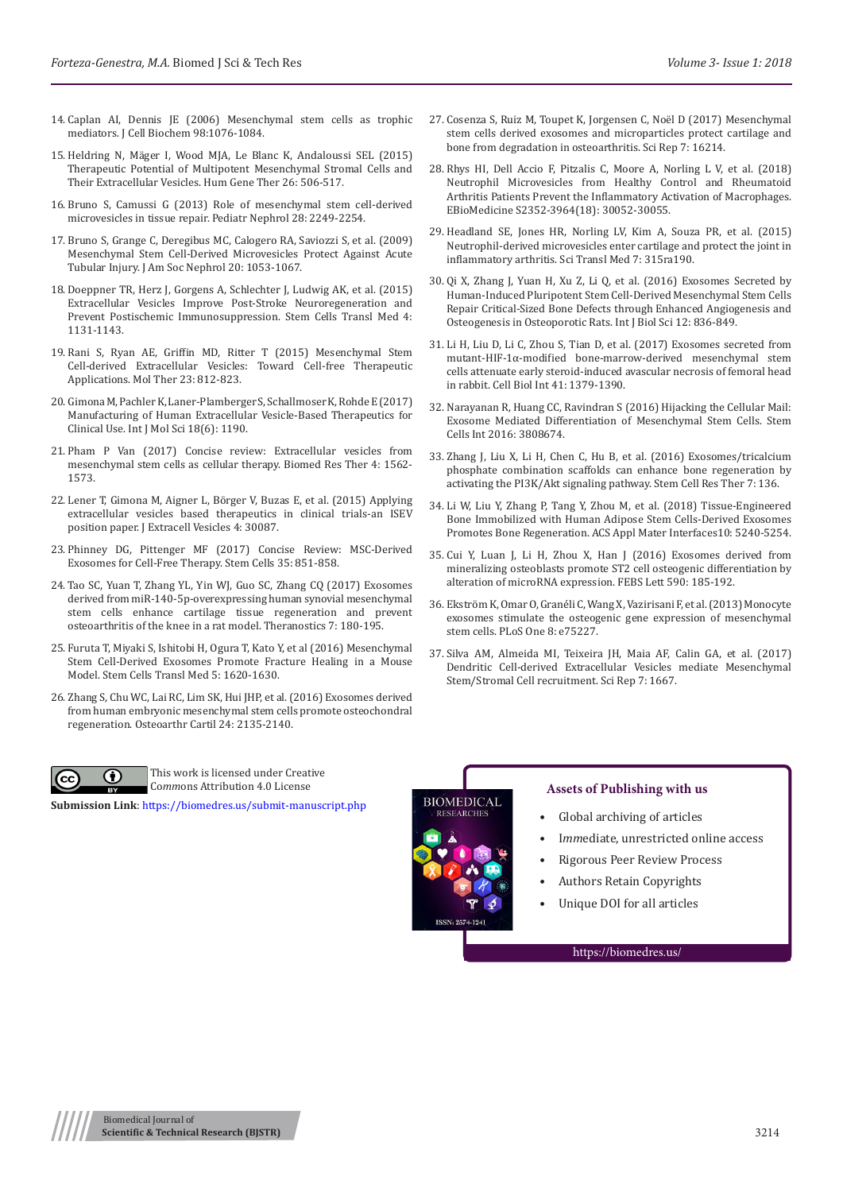14. Caplan AI, Dennis JE (2006) Mesenchymal stem cells as trophic mediators. J Cell Biochem 98:1076-1084.
15. Heldring N, Mäger I, Wood MJA, Le Blanc K, Andaloussi SEL (2015) Therapeutic Potential of Multipotent Mesenchymal Stromal Cells and Their Extracellular Vesicles. Hum Gene Ther 26: 506-517.
16. Bruno S, Camussi G (2013) Role of mesenchymal stem cell-derived microvesicles in tissue repair. Pediatr Nephrol 28: 2249-2254.
17. Bruno S, Grange C, Deregibus MC, Calogero RA, Saviozzi S, et al. (2009) Mesenchymal Stem Cell-Derived Microvesicles Protect Against Acute Tubular Injury. J Am Soc Nephrol 20: 1053-1067.
18. Doeppner TR, Herz J, Gorgens A, Schlechter J, Ludwig AK, et al. (2015) Extracellular Vesicles Improve Post-Stroke Neuroregeneration and Prevent Postischemic Immunosuppression. Stem Cells Transl Med 4: 1131-1143.
19. Rani S, Ryan AE, Griffin MD, Ritter T (2015) Mesenchymal Stem Cell-derived Extracellular Vesicles: Toward Cell-free Therapeutic Applications. Mol Ther 23: 812-823.
20. Gimona M, Pachler K, Laner-Plamberger S, Schallmoser K, Rohde E (2017) Manufacturing of Human Extracellular Vesicle-Based Therapeutics for Clinical Use. Int J Mol Sci 18(6): 1190.
21. Pham P Van (2017) Concise review: Extracellular vesicles from mesenchymal stem cells as cellular therapy. Biomed Res Ther 4: 1562-1573.
22. Lener T, Gimona M, Aigner L, Börger V, Buzas E, et al. (2015) Applying extracellular vesicles based therapeutics in clinical trials-an ISEV position paper. J Extracell Vesicles 4: 30087.
23. Phinney DG, Pittenger MF (2017) Concise Review: MSC-Derived Exosomes for Cell-Free Therapy. Stem Cells 35: 851-858.
24. Tao SC, Yuan T, Zhang YL, Yin WJ, Guo SC, Zhang CQ (2017) Exosomes derived from miR-140-5p-overexpressing human synovial mesenchymal stem cells enhance cartilage tissue regeneration and prevent osteoarthritis of the knee in a rat model. Theranostics 7: 180-195.
25. Furuta T, Miyaki S, Ishitobi H, Ogura T, Kato Y, et al (2016) Mesenchymal Stem Cell-Derived Exosomes Promote Fracture Healing in a Mouse Model. Stem Cells Transl Med 5: 1620-1630.
26. Zhang S, Chu WC, Lai RC, Lim SK, Hui JHP, et al. (2016) Exosomes derived from human embryonic mesenchymal stem cells promote osteochondral regeneration. Osteoarthr Cartil 24: 2135-2140.
27. Cosenza S, Ruiz M, Toupet K, Jorgensen C, Noël D (2017) Mesenchymal stem cells derived exosomes and microparticles protect cartilage and bone from degradation in osteoarthritis. Sci Rep 7: 16214.
28. Rhys HI, Dell Accio F, Pitzalis C, Moore A, Norling L V, et al. (2018) Neutrophil Microvesicles from Healthy Control and Rheumatoid Arthritis Patients Prevent the Inflammatory Activation of Macrophages. EBioMedicine S2352-3964(18): 30052-30055.
29. Headland SE, Jones HR, Norling LV, Kim A, Souza PR, et al. (2015) Neutrophil-derived microvesicles enter cartilage and protect the joint in inflammatory arthritis. Sci Transl Med 7: 315ra190.
30. Qi X, Zhang J, Yuan H, Xu Z, Li Q, et al. (2016) Exosomes Secreted by Human-Induced Pluripotent Stem Cell-Derived Mesenchymal Stem Cells Repair Critical-Sized Bone Defects through Enhanced Angiogenesis and Osteogenesis in Osteoporotic Rats. Int J Biol Sci 12: 836-849.
31. Li H, Liu D, Li C, Zhou S, Tian D, et al. (2017) Exosomes secreted from mutant-HIF-1α-modified bone-marrow-derived mesenchymal stem cells attenuate early steroid-induced avascular necrosis of femoral head in rabbit. Cell Biol Int 41: 1379-1390.
32. Narayanan R, Huang CC, Ravindran S (2016) Hijacking the Cellular Mail: Exosome Mediated Differentiation of Mesenchymal Stem Cells. Stem Cells Int 2016: 3808674.
33. Zhang J, Liu X, Li H, Chen C, Hu B, et al. (2016) Exosomes/tricalcium phosphate combination scaffolds can enhance bone regeneration by activating the PI3K/Akt signaling pathway. Stem Cell Res Ther 7: 136.
34. Li W, Liu Y, Zhang P, Tang Y, Zhou M, et al. (2018) Tissue-Engineered Bone Immobilized with Human Adipose Stem Cells-Derived Exosomes Promotes Bone Regeneration. ACS Appl Mater Interfaces10: 5240-5254.
35. Cui Y, Luan J, Li H, Zhou X, Han J (2016) Exosomes derived from mineralizing osteoblasts promote ST2 cell osteogenic differentiation by alteration of microRNA expression. FEBS Lett 590: 185-192.
36. Ekström K, Omar O, Granéli C, Wang X, Vazirisani F, et al. (2013) Monocyte exosomes stimulate the osteogenic gene expression of mesenchymal stem cells. PLoS One 8: e75227.
37. Silva AM, Almeida MI, Teixeira JH, Maia AF, Calin GA, et al. (2017) Dendritic Cell-derived Extracellular Vesicles mediate Mesenchymal Stem/Stromal Cell recruitment. Sci Rep 7: 1667.

This work is licensed under Creative Commons Attribution 4.0 License

**Submission Link**: https://biomedres.us/submit-manuscript.php

### Assets of Publishing with us

- Global archiving of articles
- Immediate, unrestricted online access
- Rigorous Peer Review Process
- Authors Retain Copyrights
- Unique DOI for all articles

https://biomedres.us/